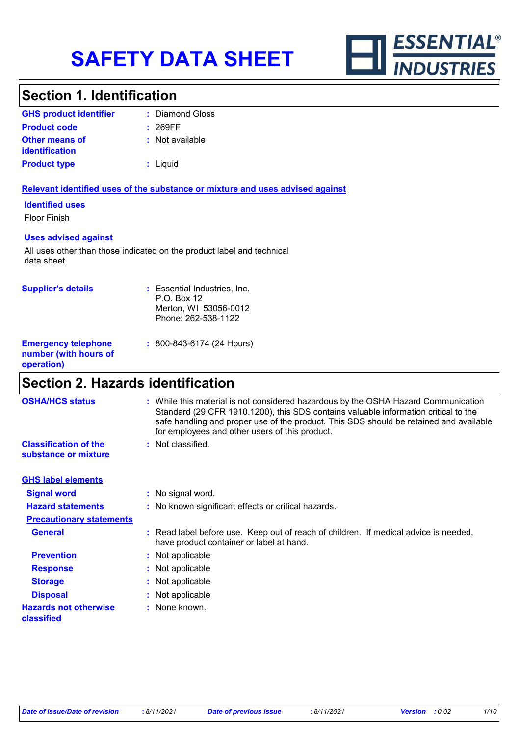# SAFETY DATA SHEET

ESSENTIAL® INDUSTRIES

## Section 1. Identification

**GHS product identifier** : Diamond Gloss

**Product code** : 269FF

**Other means of identification** : Not available

**Product type** : Liquid

**Relevant identified uses of the substance or mixture and uses advised against**

**Identified uses**

Floor Finish

**Uses advised against**

All uses other than those indicated on the product label and technical data sheet.

**Supplier's details** : Essential Industries, Inc.
P.O. Box 12
Merton, WI 53056-0012
Phone: 262-538-1122

**Emergency telephone number (with hours of operation)** : 800-843-6174 (24 Hours)

## Section 2. Hazards identification

**OSHA/HCS status** : While this material is not considered hazardous by the OSHA Hazard Communication Standard (29 CFR 1910.1200), this SDS contains valuable information critical to the safe handling and proper use of the product. This SDS should be retained and available for employees and other users of this product.

**Classification of the substance or mixture** : Not classified.

**GHS label elements**

**Signal word** : No signal word.

**Hazard statements** : No known significant effects or critical hazards.

**Precautionary statements**

**General** : Read label before use. Keep out of reach of children. If medical advice is needed, have product container or label at hand.

**Prevention** : Not applicable

**Response** : Not applicable

**Storage** : Not applicable

**Disposal** : Not applicable

**Hazards not otherwise classified** : None known.

*Date of issue/Date of revision* : 8/11/2021 *Date of previous issue* : 8/11/2021 *Version* : 0.02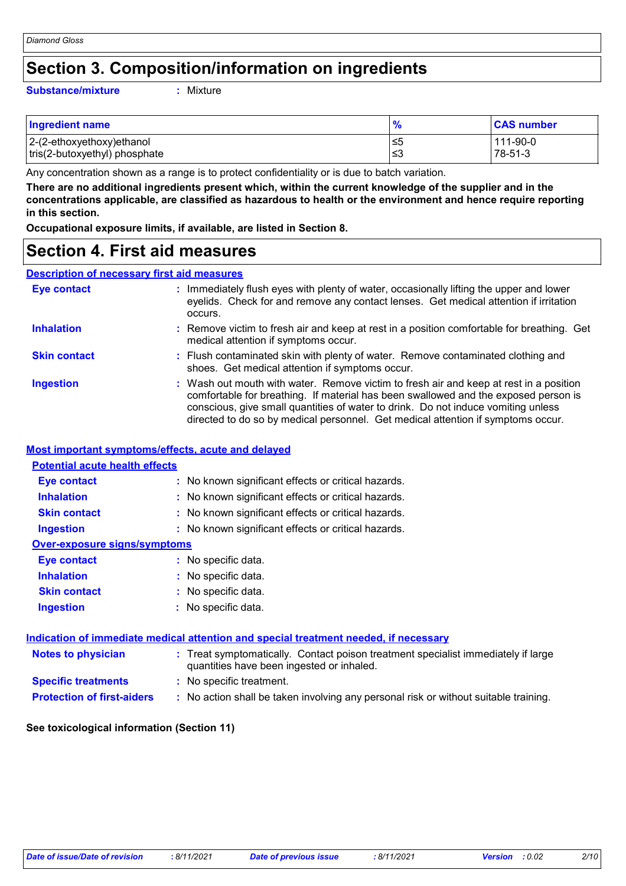# Section 3. Composition/information on ingredients

**Substance/mixture** : Mixture

| Ingredient name | % | CAS number |
|---|---|---|
| 2-(2-ethoxyethoxy)ethanol | ≤5 | 111-90-0 |
| tris(2-butoxyethyl) phosphate | ≤3 | 78-51-3 |

Any concentration shown as a range is to protect confidentiality or is due to batch variation.

**There are no additional ingredients present which, within the current knowledge of the supplier and in the concentrations applicable, are classified as hazardous to health or the environment and hence require reporting in this section.**

**Occupational exposure limits, if available, are listed in Section 8.**

# Section 4. First aid measures

## Description of necessary first aid measures

**Eye contact** : Immediately flush eyes with plenty of water, occasionally lifting the upper and lower eyelids. Check for and remove any contact lenses. Get medical attention if irritation occurs.

**Inhalation** : Remove victim to fresh air and keep at rest in a position comfortable for breathing. Get medical attention if symptoms occur.

**Skin contact** : Flush contaminated skin with plenty of water. Remove contaminated clothing and shoes. Get medical attention if symptoms occur.

**Ingestion** : Wash out mouth with water. Remove victim to fresh air and keep at rest in a position comfortable for breathing. If material has been swallowed and the exposed person is conscious, give small quantities of water to drink. Do not induce vomiting unless directed to do so by medical personnel. Get medical attention if symptoms occur.

## Most important symptoms/effects, acute and delayed

### Potential acute health effects

**Eye contact** : No known significant effects or critical hazards.

**Inhalation** : No known significant effects or critical hazards.

**Skin contact** : No known significant effects or critical hazards.

**Ingestion** : No known significant effects or critical hazards.

### Over-exposure signs/symptoms

**Eye contact** : No specific data.

**Inhalation** : No specific data.

**Skin contact** : No specific data.

**Ingestion** : No specific data.

## Indication of immediate medical attention and special treatment needed, if necessary

**Notes to physician** : Treat symptomatically. Contact poison treatment specialist immediately if large quantities have been ingested or inhaled.

**Specific treatments** : No specific treatment.

**Protection of first-aiders** : No action shall be taken involving any personal risk or without suitable training.

**See toxicological information (Section 11)**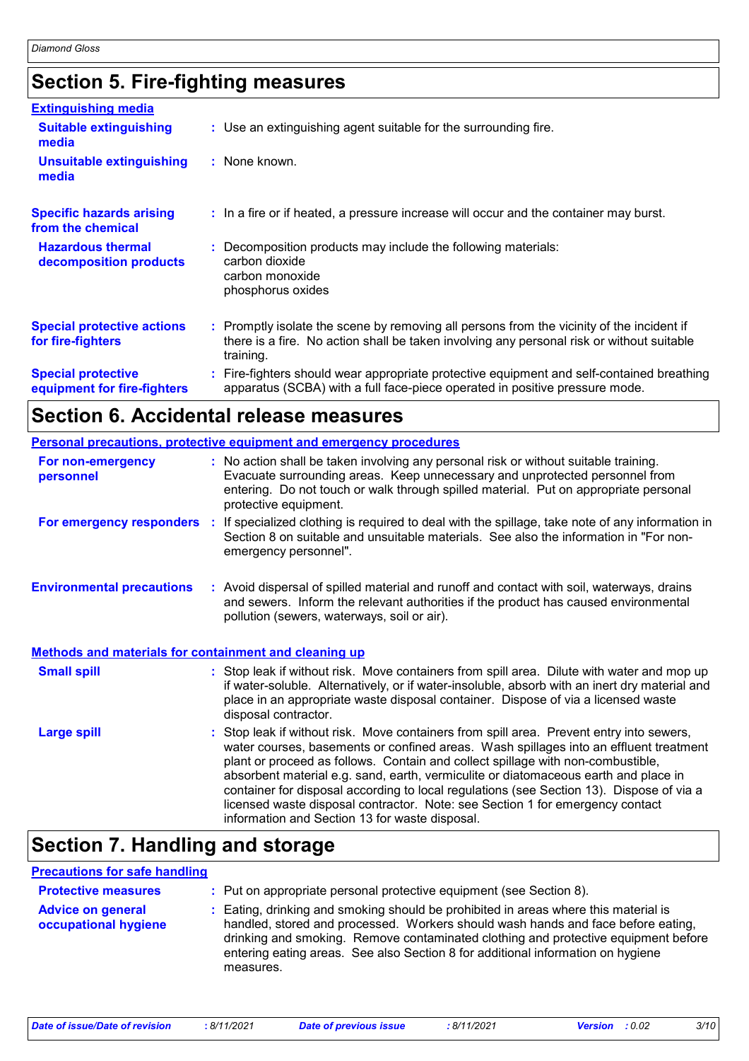## Section 5. Fire-fighting measures

### Extinguishing media

| | |
|---|---|
| **Suitable extinguishing media** | : Use an extinguishing agent suitable for the surrounding fire. |
| **Unsuitable extinguishing media** | : None known. |
| **Specific hazards arising from the chemical** | : In a fire or if heated, a pressure increase will occur and the container may burst. |
| **Hazardous thermal decomposition products** | : Decomposition products may include the following materials: carbon dioxide, carbon monoxide, phosphorus oxides |
| **Special protective actions for fire-fighters** | : Promptly isolate the scene by removing all persons from the vicinity of the incident if there is a fire. No action shall be taken involving any personal risk or without suitable training. |
| **Special protective equipment for fire-fighters** | : Fire-fighters should wear appropriate protective equipment and self-contained breathing apparatus (SCBA) with a full face-piece operated in positive pressure mode. |

## Section 6. Accidental release measures

### Personal precautions, protective equipment and emergency procedures

| | |
|---|---|
| **For non-emergency personnel** | : No action shall be taken involving any personal risk or without suitable training. Evacuate surrounding areas. Keep unnecessary and unprotected personnel from entering. Do not touch or walk through spilled material. Put on appropriate personal protective equipment. |
| **For emergency responders** | : If specialized clothing is required to deal with the spillage, take note of any information in Section 8 on suitable and unsuitable materials. See also the information in "For non-emergency personnel". |
| **Environmental precautions** | : Avoid dispersal of spilled material and runoff and contact with soil, waterways, drains and sewers. Inform the relevant authorities if the product has caused environmental pollution (sewers, waterways, soil or air). |

### Methods and materials for containment and cleaning up

| | |
|---|---|
| **Small spill** | : Stop leak if without risk. Move containers from spill area. Dilute with water and mop up if water-soluble. Alternatively, or if water-insoluble, absorb with an inert dry material and place in an appropriate waste disposal container. Dispose of via a licensed waste disposal contractor. |
| **Large spill** | : Stop leak if without risk. Move containers from spill area. Prevent entry into sewers, water courses, basements or confined areas. Wash spillages into an effluent treatment plant or proceed as follows. Contain and collect spillage with non-combustible, absorbent material e.g. sand, earth, vermiculite or diatomaceous earth and place in container for disposal according to local regulations (see Section 13). Dispose of via a licensed waste disposal contractor. Note: see Section 1 for emergency contact information and Section 13 for waste disposal. |

## Section 7. Handling and storage

### Precautions for safe handling

| | |
|---|---|
| **Protective measures** | : Put on appropriate personal protective equipment (see Section 8). |
| **Advice on general occupational hygiene** | : Eating, drinking and smoking should be prohibited in areas where this material is handled, stored and processed. Workers should wash hands and face before eating, drinking and smoking. Remove contaminated clothing and protective equipment before entering eating areas. See also Section 8 for additional information on hygiene measures. |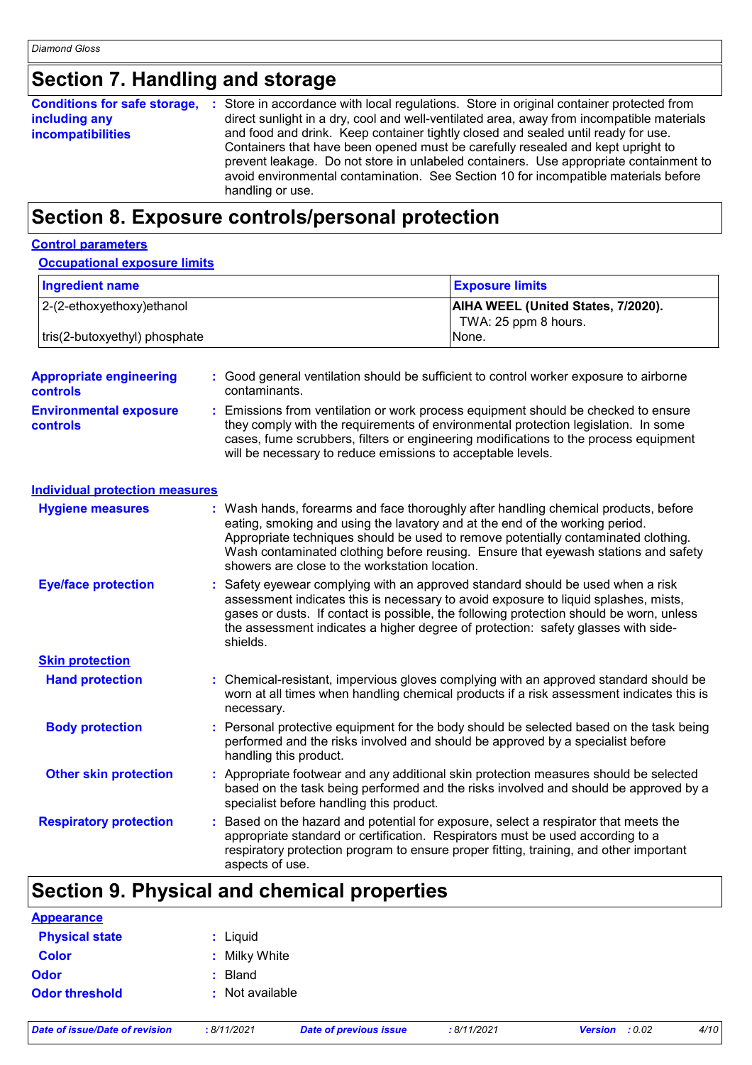## Section 7. Handling and storage

**Conditions for safe storage, including any incompatibilities** : Store in accordance with local regulations. Store in original container protected from direct sunlight in a dry, cool and well-ventilated area, away from incompatible materials and food and drink. Keep container tightly closed and sealed until ready for use. Containers that have been opened must be carefully resealed and kept upright to prevent leakage. Do not store in unlabeled containers. Use appropriate containment to avoid environmental contamination. See Section 10 for incompatible materials before handling or use.

## Section 8. Exposure controls/personal protection

### Control parameters

#### Occupational exposure limits

| Ingredient name | Exposure limits |
|---|---|
| 2-(2-ethoxyethoxy)ethanol | **AIHA WEEL (United States, 7/2020).**<br>TWA: 25 ppm 8 hours. |
| tris(2-butoxyethyl) phosphate | None. |

**Appropriate engineering controls** : Good general ventilation should be sufficient to control worker exposure to airborne contaminants.

**Environmental exposure controls** : Emissions from ventilation or work process equipment should be checked to ensure they comply with the requirements of environmental protection legislation. In some cases, fume scrubbers, filters or engineering modifications to the process equipment will be necessary to reduce emissions to acceptable levels.

### Individual protection measures

**Hygiene measures** : Wash hands, forearms and face thoroughly after handling chemical products, before eating, smoking and using the lavatory and at the end of the working period. Appropriate techniques should be used to remove potentially contaminated clothing. Wash contaminated clothing before reusing. Ensure that eyewash stations and safety showers are close to the workstation location.

**Eye/face protection** : Safety eyewear complying with an approved standard should be used when a risk assessment indicates this is necessary to avoid exposure to liquid splashes, mists, gases or dusts. If contact is possible, the following protection should be worn, unless the assessment indicates a higher degree of protection: safety glasses with side-shields.

#### Skin protection

**Hand protection** : Chemical-resistant, impervious gloves complying with an approved standard should be worn at all times when handling chemical products if a risk assessment indicates this is necessary.

**Body protection** : Personal protective equipment for the body should be selected based on the task being performed and the risks involved and should be approved by a specialist before handling this product.

**Other skin protection** : Appropriate footwear and any additional skin protection measures should be selected based on the task being performed and the risks involved and should be approved by a specialist before handling this product.

**Respiratory protection** : Based on the hazard and potential for exposure, select a respirator that meets the appropriate standard or certification. Respirators must be used according to a respiratory protection program to ensure proper fitting, training, and other important aspects of use.

## Section 9. Physical and chemical properties

### Appearance

**Physical state** : Liquid

**Color** : Milky White

**Odor** : Bland

**Odor threshold** : Not available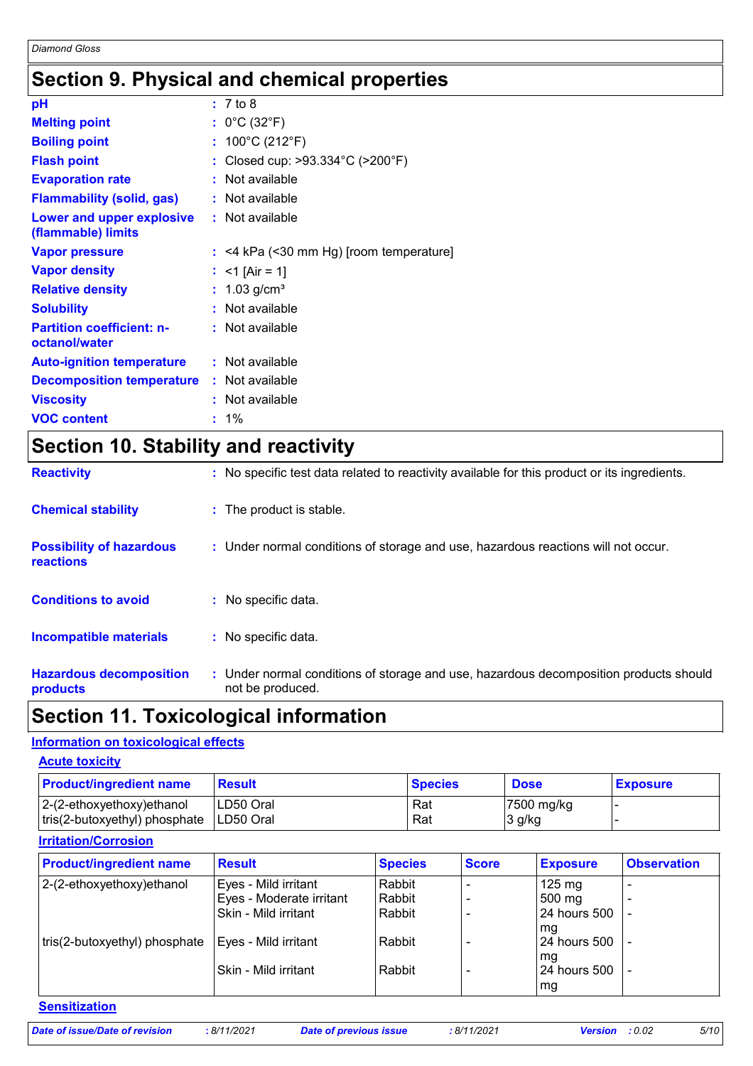# Section 9. Physical and chemical properties

| | |
|---|---|
| **pH** | : 7 to 8 |
| **Melting point** | : 0°C (32°F) |
| **Boiling point** | : 100°C (212°F) |
| **Flash point** | : Closed cup: >93.334°C (>200°F) |
| **Evaporation rate** | : Not available |
| **Flammability (solid, gas)** | : Not available |
| **Lower and upper explosive (flammable) limits** | : Not available |
| **Vapor pressure** | : <4 kPa (<30 mm Hg) [room temperature] |
| **Vapor density** | : <1 [Air = 1] |
| **Relative density** | : 1.03 g/cm³ |
| **Solubility** | : Not available |
| **Partition coefficient: n-octanol/water** | : Not available |
| **Auto-ignition temperature** | : Not available |
| **Decomposition temperature** | : Not available |
| **Viscosity** | : Not available |
| **VOC content** | : 1% |

# Section 10. Stability and reactivity

| | |
|---|---|
| **Reactivity** | : No specific test data related to reactivity available for this product or its ingredients. |
| **Chemical stability** | : The product is stable. |
| **Possibility of hazardous reactions** | : Under normal conditions of storage and use, hazardous reactions will not occur. |
| **Conditions to avoid** | : No specific data. |
| **Incompatible materials** | : No specific data. |
| **Hazardous decomposition products** | : Under normal conditions of storage and use, hazardous decomposition products should not be produced. |

# Section 11. Toxicological information

## Information on toxicological effects

### Acute toxicity

| Product/ingredient name | Result | Species | Dose | Exposure |
|---|---|---|---|---|
| 2-(2-ethoxyethoxy)ethanol | LD50 Oral | Rat | 7500 mg/kg | - |
| tris(2-butoxyethyl) phosphate | LD50 Oral | Rat | 3 g/kg | - |

### Irritation/Corrosion

| Product/ingredient name | Result | Species | Score | Exposure | Observation |
|---|---|---|---|---|---|
| 2-(2-ethoxyethoxy)ethanol | Eyes - Mild irritant | Rabbit | - | 125 mg | - |
| | Eyes - Moderate irritant | Rabbit | - | 500 mg | - |
| | Skin - Mild irritant | Rabbit | - | 24 hours 500 mg | - |
| tris(2-butoxyethyl) phosphate | Eyes - Mild irritant | Rabbit | - | 24 hours 500 mg | - |
| | Skin - Mild irritant | Rabbit | - | 24 hours 500 mg | - |

### Sensitization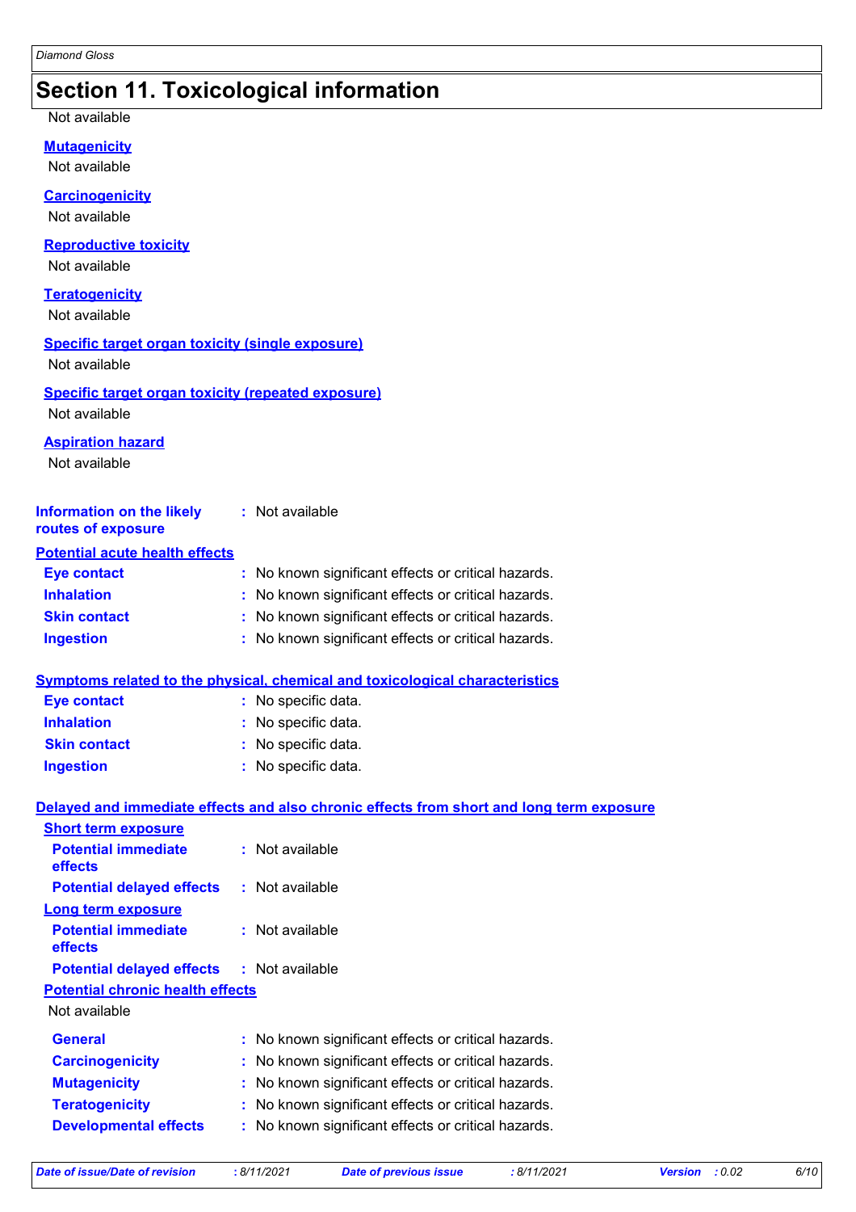# Section 11. Toxicological information

Not available

**Mutagenicity**

Not available

**Carcinogenicity**

Not available

**Reproductive toxicity**

Not available

**Teratogenicity**

Not available

**Specific target organ toxicity (single exposure)**

Not available

**Specific target organ toxicity (repeated exposure)**

Not available

**Aspiration hazard**

Not available

**Information on the likely routes of exposure** : Not available

**Potential acute health effects**

**Eye contact** : No known significant effects or critical hazards.
**Inhalation** : No known significant effects or critical hazards.
**Skin contact** : No known significant effects or critical hazards.
**Ingestion** : No known significant effects or critical hazards.

**Symptoms related to the physical, chemical and toxicological characteristics**

**Eye contact** : No specific data.
**Inhalation** : No specific data.
**Skin contact** : No specific data.
**Ingestion** : No specific data.

**Delayed and immediate effects and also chronic effects from short and long term exposure**

**Short term exposure**

**Potential immediate effects** : Not available
**Potential delayed effects** : Not available

**Long term exposure**

**Potential immediate effects** : Not available
**Potential delayed effects** : Not available

**Potential chronic health effects**

Not available

**General** : No known significant effects or critical hazards.
**Carcinogenicity** : No known significant effects or critical hazards.
**Mutagenicity** : No known significant effects or critical hazards.
**Teratogenicity** : No known significant effects or critical hazards.
**Developmental effects** : No known significant effects or critical hazards.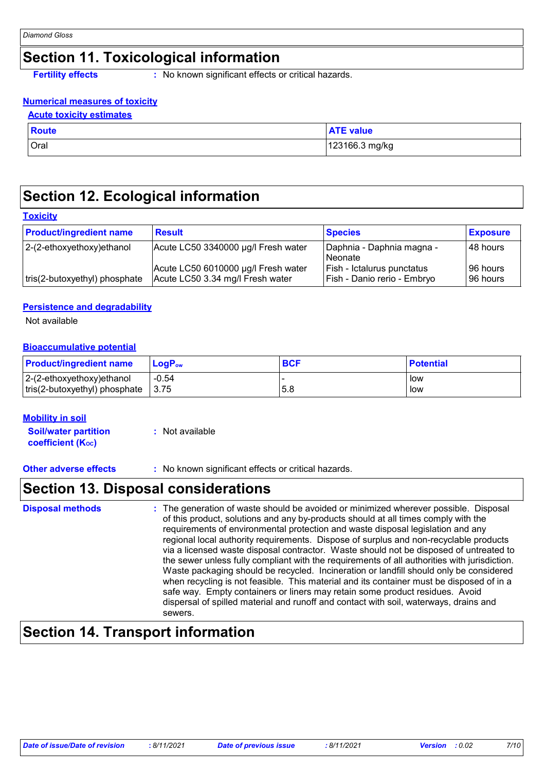## Section 11. Toxicological information

**Fertility effects** : No known significant effects or critical hazards.

**Numerical measures of toxicity**

**Acute toxicity estimates**

| Route | ATE value |
|---|---|
| Oral | 123166.3 mg/kg |

## Section 12. Ecological information

**Toxicity**

| Product/ingredient name | Result | Species | Exposure |
|---|---|---|---|
| 2-(2-ethoxyethoxy)ethanol | Acute LC50 3340000 µg/l Fresh water | Daphnia - Daphnia magna - Neonate | 48 hours |
| | Acute LC50 6010000 µg/l Fresh water | Fish - Ictalurus punctatus | 96 hours |
| tris(2-butoxyethyl) phosphate | Acute LC50 3.34 mg/l Fresh water | Fish - Danio rerio - Embryo | 96 hours |

**Persistence and degradability**

Not available

**Bioaccumulative potential**

| Product/ingredient name | $LogP_{ow}$ | BCF | Potential |
|---|---|---|---|
| 2-(2-ethoxyethoxy)ethanol | -0.54 | - | low |
| tris(2-butoxyethyl) phosphate | 3.75 | 5.8 | low |

**Mobility in soil**

**Soil/water partition coefficient ($K_{OC}$)** : Not available

**Other adverse effects** : No known significant effects or critical hazards.

## Section 13. Disposal considerations

**Disposal methods** : The generation of waste should be avoided or minimized wherever possible. Disposal of this product, solutions and any by-products should at all times comply with the requirements of environmental protection and waste disposal legislation and any regional local authority requirements. Dispose of surplus and non-recyclable products via a licensed waste disposal contractor. Waste should not be disposed of untreated to the sewer unless fully compliant with the requirements of all authorities with jurisdiction. Waste packaging should be recycled. Incineration or landfill should only be considered when recycling is not feasible. This material and its container must be disposed of in a safe way. Empty containers or liners may retain some product residues. Avoid dispersal of spilled material and runoff and contact with soil, waterways, drains and sewers.

## Section 14. Transport information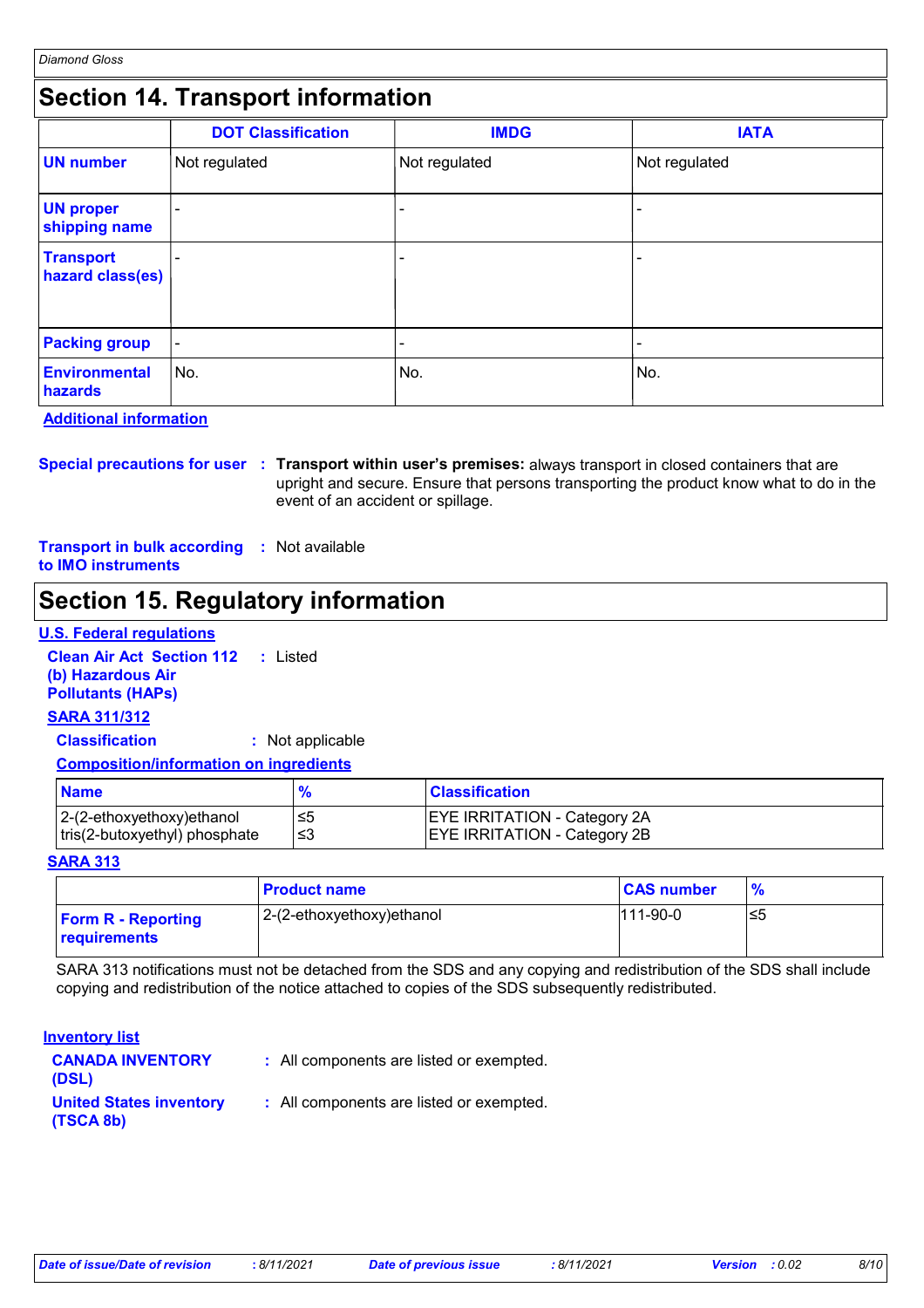## Section 14. Transport information

| | DOT Classification | IMDG | IATA |
|---|---|---|---|
| **UN number** | Not regulated | Not regulated | Not regulated |
| **UN proper shipping name** | - | - | - |
| **Transport hazard class(es)** | - | - | - |
| **Packing group** | - | - | - |
| **Environmental hazards** | No. | No. | No. |

**Additional information**

**Special precautions for user** : **Transport within user's premises:** always transport in closed containers that are upright and secure. Ensure that persons transporting the product know what to do in the event of an accident or spillage.

**Transport in bulk according to IMO instruments** : Not available

## Section 15. Regulatory information

**U.S. Federal regulations**

**Clean Air Act Section 112 (b) Hazardous Air Pollutants (HAPs)** : Listed

**SARA 311/312**

**Classification** : Not applicable

**Composition/information on ingredients**

| Name | % | Classification |
|---|---|---|
| 2-(2-ethoxyethoxy)ethanol | ≤5 | EYE IRRITATION - Category 2A |
| tris(2-butoxyethyl) phosphate | ≤3 | EYE IRRITATION - Category 2B |

**SARA 313**

| | Product name | CAS number | % |
|---|---|---|---|
| **Form R - Reporting requirements** | 2-(2-ethoxyethoxy)ethanol | 111-90-0 | ≤5 |

SARA 313 notifications must not be detached from the SDS and any copying and redistribution of the SDS shall include copying and redistribution of the notice attached to copies of the SDS subsequently redistributed.

**Inventory list**

**CANADA INVENTORY (DSL)** : All components are listed or exempted.

**United States inventory (TSCA 8b)** : All components are listed or exempted.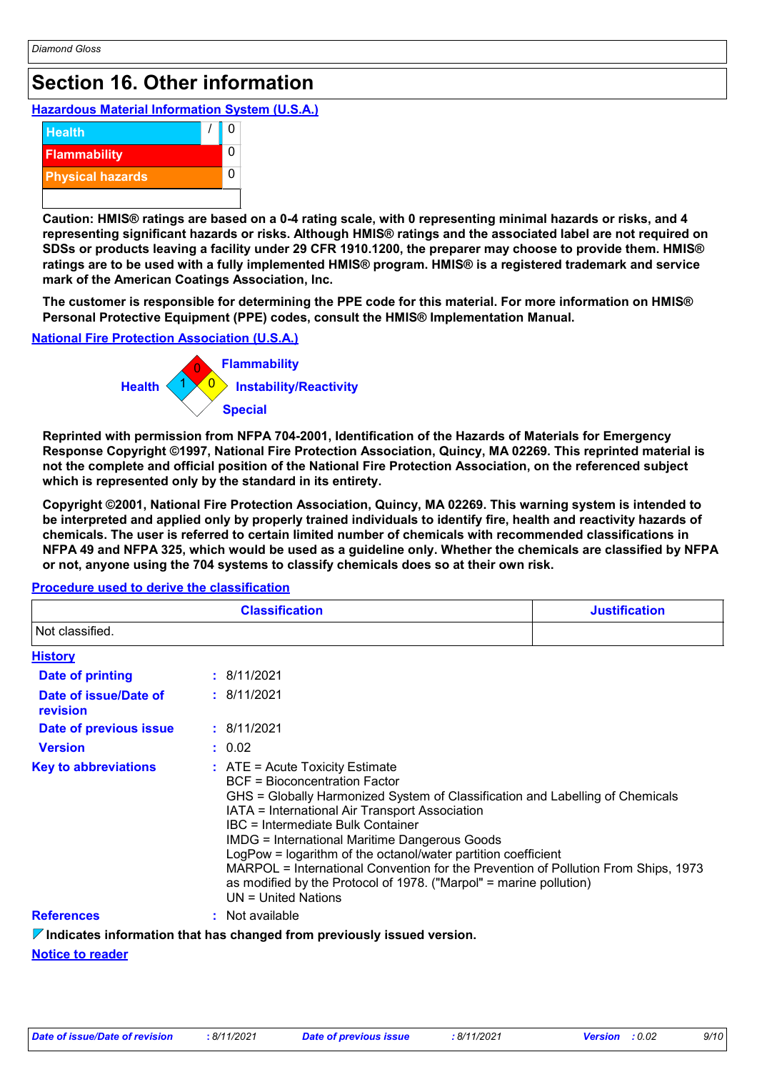# Section 16. Other information

**Hazardous Material Information System (U.S.A.)**

| | |
|---|---|
| Health | / 0 |
| Flammability | 0 |
| Physical hazards | 0 |
| | |

**Caution: HMIS® ratings are based on a 0-4 rating scale, with 0 representing minimal hazards or risks, and 4 representing significant hazards or risks. Although HMIS® ratings and the associated label are not required on SDSs or products leaving a facility under 29 CFR 1910.1200, the preparer may choose to provide them. HMIS® ratings are to be used with a fully implemented HMIS® program. HMIS® is a registered trademark and service mark of the American Coatings Association, Inc.**

**The customer is responsible for determining the PPE code for this material. For more information on HMIS® Personal Protective Equipment (PPE) codes, consult the HMIS® Implementation Manual.**

**National Fire Protection Association (U.S.A.)**

Flammability: 0
Health: 1
Instability/Reactivity: 0
Special:

**Reprinted with permission from NFPA 704-2001, Identification of the Hazards of Materials for Emergency Response Copyright ©1997, National Fire Protection Association, Quincy, MA 02269. This reprinted material is not the complete and official position of the National Fire Protection Association, on the referenced subject which is represented only by the standard in its entirety.**

**Copyright ©2001, National Fire Protection Association, Quincy, MA 02269. This warning system is intended to be interpreted and applied only by properly trained individuals to identify fire, health and reactivity hazards of chemicals. The user is referred to certain limited number of chemicals with recommended classifications in NFPA 49 and NFPA 325, which would be used as a guideline only. Whether the chemicals are classified by NFPA or not, anyone using the 704 systems to classify chemicals does so at their own risk.**

**Procedure used to derive the classification**

| Classification | Justification |
|---|---|
| Not classified. | |

**History**

**Date of printing** : 8/11/2021

**Date of issue/Date of revision** : 8/11/2021

**Date of previous issue** : 8/11/2021

**Version** : 0.02

**Key to abbreviations** :
ATE = Acute Toxicity Estimate
BCF = Bioconcentration Factor
GHS = Globally Harmonized System of Classification and Labelling of Chemicals
IATA = International Air Transport Association
IBC = Intermediate Bulk Container
IMDG = International Maritime Dangerous Goods
LogPow = logarithm of the octanol/water partition coefficient
MARPOL = International Convention for the Prevention of Pollution From Ships, 1973 as modified by the Protocol of 1978. ("Marpol" = marine pollution)
UN = United Nations

**References** : Not available

**Indicates information that has changed from previously issued version.**

**Notice to reader**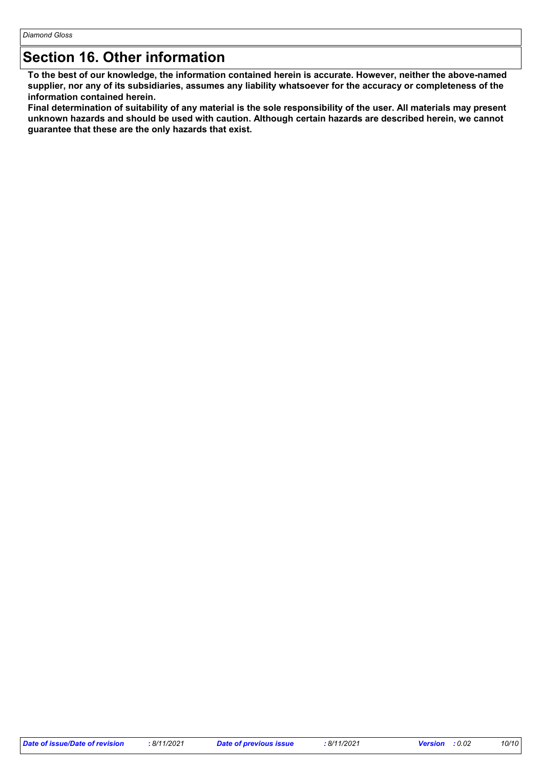## Section 16. Other information

**To the best of our knowledge, the information contained herein is accurate. However, neither the above-named supplier, nor any of its subsidiaries, assumes any liability whatsoever for the accuracy or completeness of the information contained herein.**

**Final determination of suitability of any material is the sole responsibility of the user. All materials may present unknown hazards and should be used with caution. Although certain hazards are described herein, we cannot guarantee that these are the only hazards that exist.**